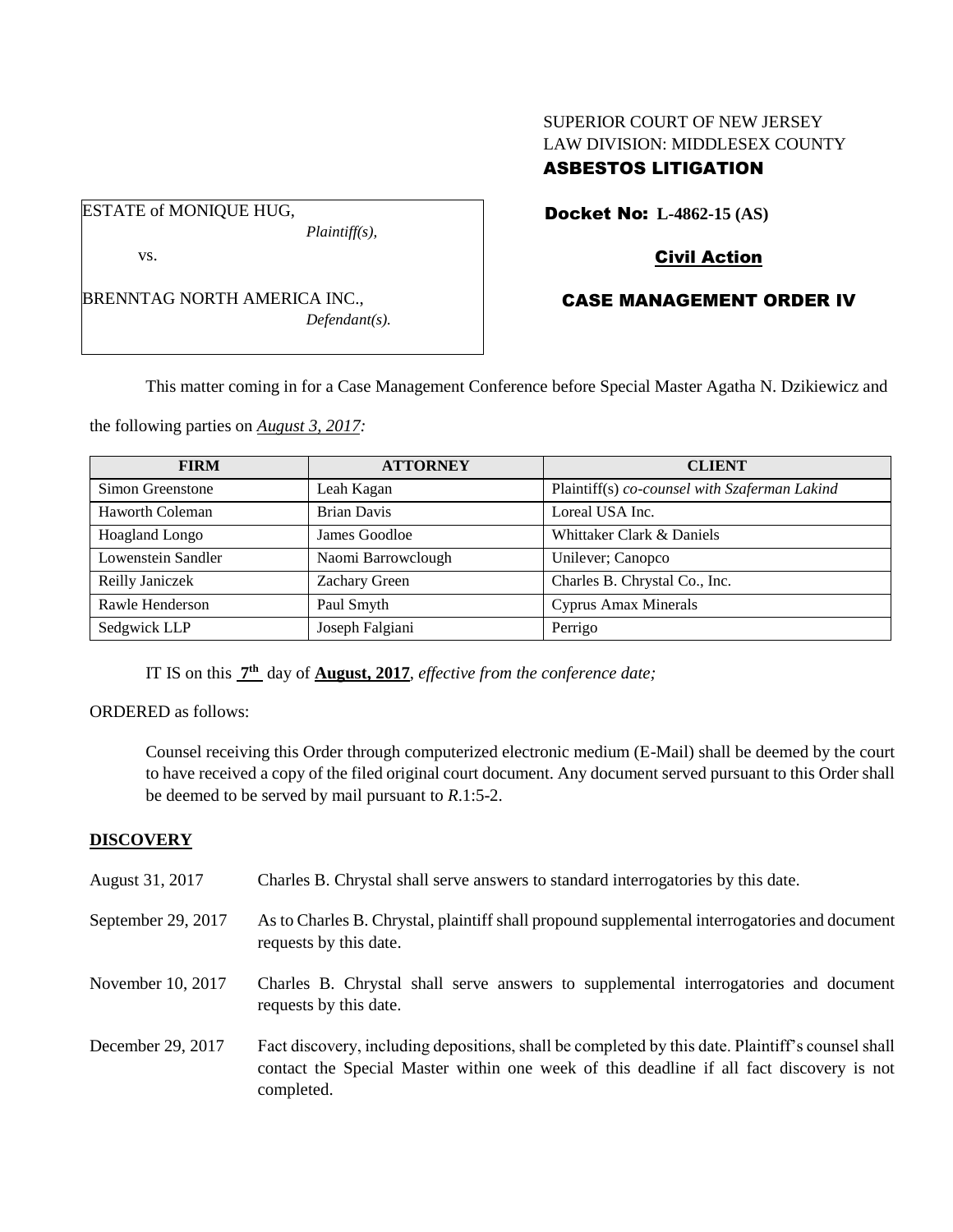SUPERIOR COURT OF NEW JERSEY
LAW DIVISION: MIDDLESEX COUNTY
**ASBESTOS LITIGATION**

ESTATE of MONIQUE HUG,
*Plaintiff(s),*

vs.

BRENNTAG NORTH AMERICA INC.,
*Defendant(s).*

**Docket No: L-4862-15 (AS)**

**Civil Action**

**CASE MANAGEMENT ORDER IV**

This matter coming in for a Case Management Conference before Special Master Agatha N. Dzikiewicz and the following parties on ***August 3, 2017:***

| FIRM | ATTORNEY | CLIENT |
|---|---|---|
| Simon Greenstone | Leah Kagan | Plaintiff(s) *co-counsel with Szaferman Lakind* |
| Haworth Coleman | Brian Davis | Loreal USA Inc. |
| Hoagland Longo | James Goodloe | Whittaker Clark & Daniels |
| Lowenstein Sandler | Naomi Barrowclough | Unilever; Canopco |
| Reilly Janiczek | Zachary Green | Charles B. Chrystal Co., Inc. |
| Rawle Henderson | Paul Smyth | Cyprus Amax Minerals |
| Sedgwick LLP | Joseph Falgiani | Perrigo |

IT IS on this **7th** day of **August, 2017**, *effective from the conference date;*

ORDERED as follows:

Counsel receiving this Order through computerized electronic medium (E-Mail) shall be deemed by the court to have received a copy of the filed original court document. Any document served pursuant to this Order shall be deemed to be served by mail pursuant to *R*.1:5-2.

## DISCOVERY

August 31, 2017 — Charles B. Chrystal shall serve answers to standard interrogatories by this date.

September 29, 2017 — As to Charles B. Chrystal, plaintiff shall propound supplemental interrogatories and document requests by this date.

November 10, 2017 — Charles B. Chrystal shall serve answers to supplemental interrogatories and document requests by this date.

December 29, 2017 — Fact discovery, including depositions, shall be completed by this date. Plaintiff's counsel shall contact the Special Master within one week of this deadline if all fact discovery is not completed.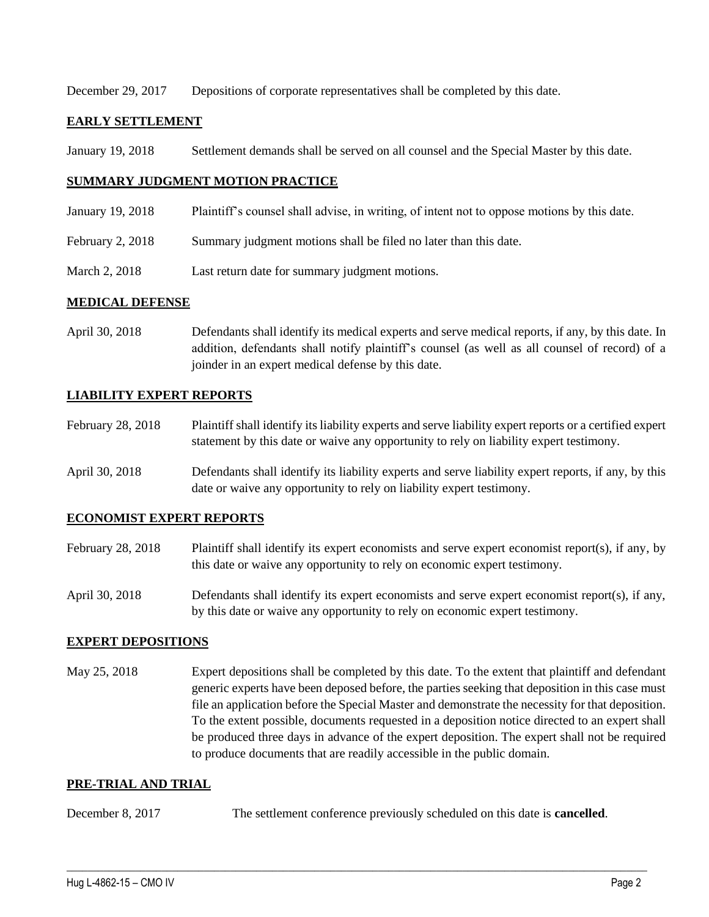December 29, 2017 Depositions of corporate representatives shall be completed by this date.

## EARLY SETTLEMENT

January 19, 2018 Settlement demands shall be served on all counsel and the Special Master by this date.

## SUMMARY JUDGMENT MOTION PRACTICE

January 19, 2018 Plaintiff's counsel shall advise, in writing, of intent not to oppose motions by this date.

February 2, 2018 Summary judgment motions shall be filed no later than this date.

March 2, 2018 Last return date for summary judgment motions.

## MEDICAL DEFENSE

April 30, 2018 Defendants shall identify its medical experts and serve medical reports, if any, by this date. In addition, defendants shall notify plaintiff's counsel (as well as all counsel of record) of a joinder in an expert medical defense by this date.

## LIABILITY EXPERT REPORTS

February 28, 2018 Plaintiff shall identify its liability experts and serve liability expert reports or a certified expert statement by this date or waive any opportunity to rely on liability expert testimony.

April 30, 2018 Defendants shall identify its liability experts and serve liability expert reports, if any, by this date or waive any opportunity to rely on liability expert testimony.

## ECONOMIST EXPERT REPORTS

February 28, 2018 Plaintiff shall identify its expert economists and serve expert economist report(s), if any, by this date or waive any opportunity to rely on economic expert testimony.

April 30, 2018 Defendants shall identify its expert economists and serve expert economist report(s), if any, by this date or waive any opportunity to rely on economic expert testimony.

## EXPERT DEPOSITIONS

May 25, 2018 Expert depositions shall be completed by this date. To the extent that plaintiff and defendant generic experts have been deposed before, the parties seeking that deposition in this case must file an application before the Special Master and demonstrate the necessity for that deposition. To the extent possible, documents requested in a deposition notice directed to an expert shall be produced three days in advance of the expert deposition. The expert shall not be required to produce documents that are readily accessible in the public domain.

## PRE-TRIAL AND TRIAL

December 8, 2017 The settlement conference previously scheduled on this date is **cancelled**.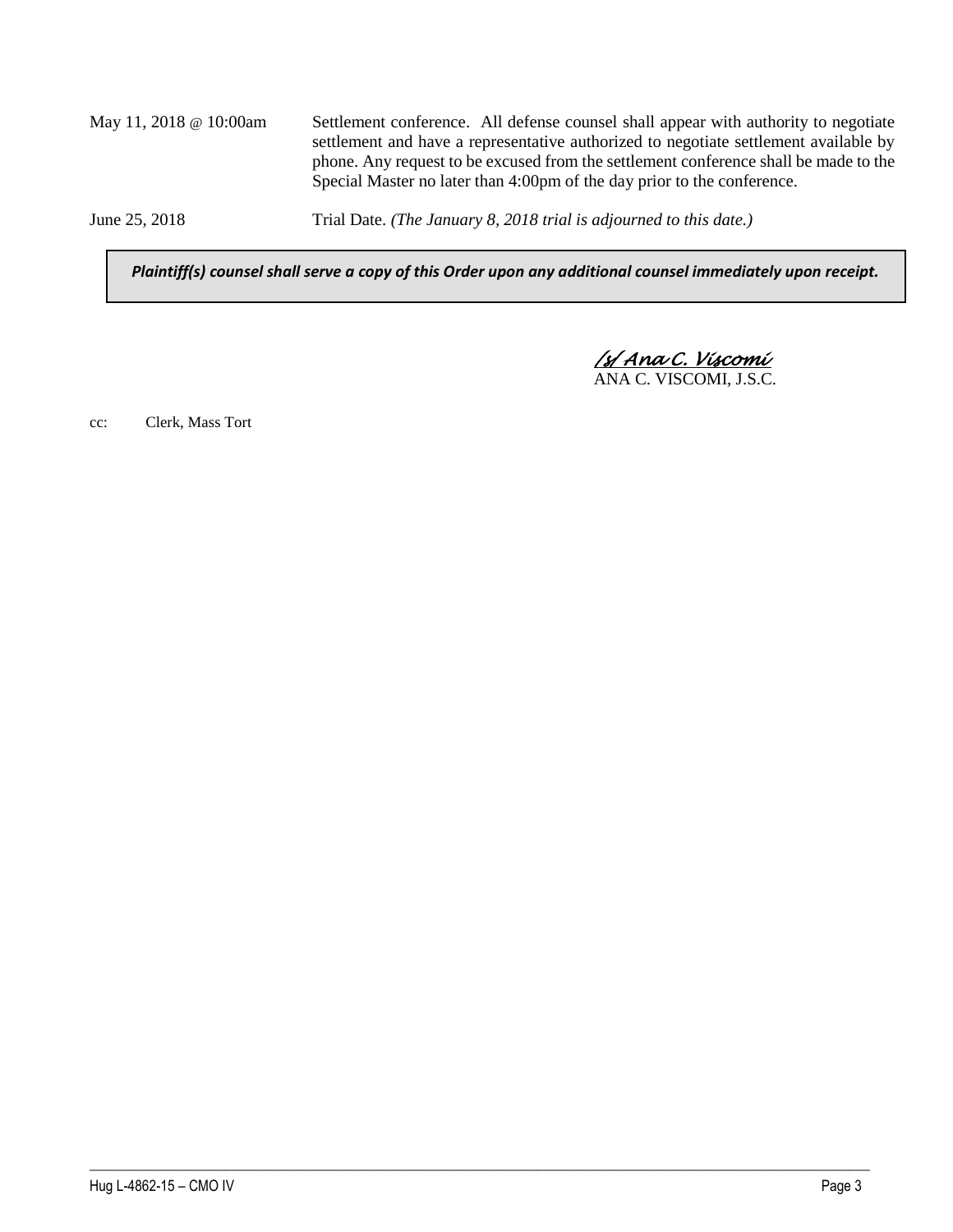| | |
|---|---|
| May 11, 2018 @ 10:00am | Settlement conference. All defense counsel shall appear with authority to negotiate settlement and have a representative authorized to negotiate settlement available by phone. Any request to be excused from the settlement conference shall be made to the Special Master no later than 4:00pm of the day prior to the conference. |
| June 25, 2018 | Trial Date. *(The January 8, 2018 trial is adjourned to this date.)* |

***Plaintiff(s) counsel shall serve a copy of this Order upon any additional counsel immediately upon receipt.***

*/s/ Ana C. Viscomi*
ANA C. VISCOMI, J.S.C.

cc: Clerk, Mass Tort